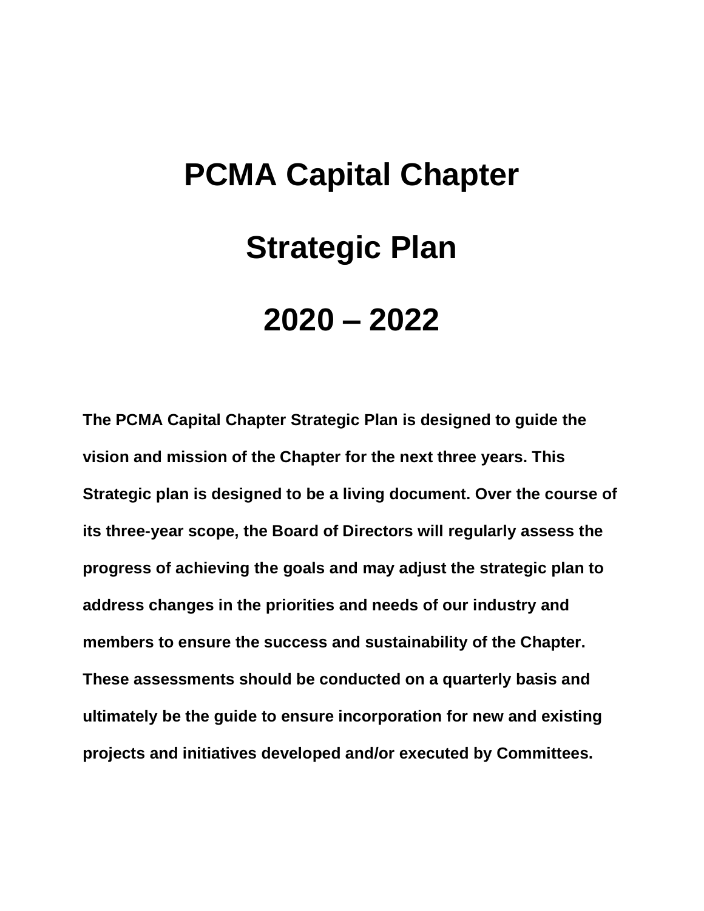# PCMA Capital Chapter

# Strategic Plan

# 2020 – 2022

**The PCMA Capital Chapter Strategic Plan is designed to guide the vision and mission of the Chapter for the next three years. This Strategic plan is designed to be a living document. Over the course of its three-year scope, the Board of Directors will regularly assess the progress of achieving the goals and may adjust the strategic plan to address changes in the priorities and needs of our industry and members to ensure the success and sustainability of the Chapter. These assessments should be conducted on a quarterly basis and ultimately be the guide to ensure incorporation for new and existing projects and initiatives developed and/or executed by Committees.**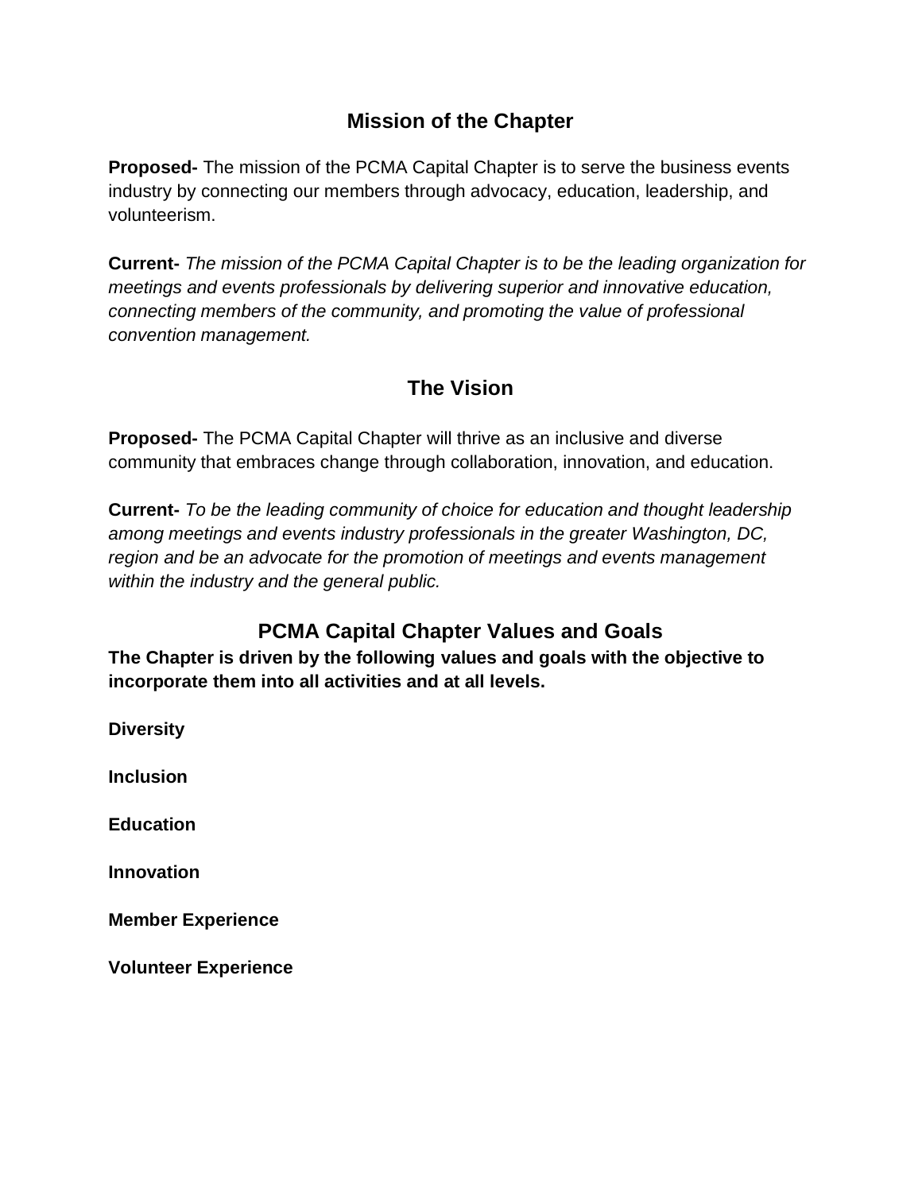## Mission of the Chapter

**Proposed-** The mission of the PCMA Capital Chapter is to serve the business events industry by connecting our members through advocacy, education, leadership, and volunteerism.

**Current-** *The mission of the PCMA Capital Chapter is to be the leading organization for meetings and events professionals by delivering superior and innovative education, connecting members of the community, and promoting the value of professional convention management.*

## The Vision

**Proposed-** The PCMA Capital Chapter will thrive as an inclusive and diverse community that embraces change through collaboration, innovation, and education.

**Current-** *To be the leading community of choice for education and thought leadership among meetings and events industry professionals in the greater Washington, DC, region and be an advocate for the promotion of meetings and events management within the industry and the general public.*

## PCMA Capital Chapter Values and Goals

**The Chapter is driven by the following values and goals with the objective to incorporate them into all activities and at all levels.**

**Diversity**

**Inclusion**

**Education**

**Innovation**

**Member Experience**

**Volunteer Experience**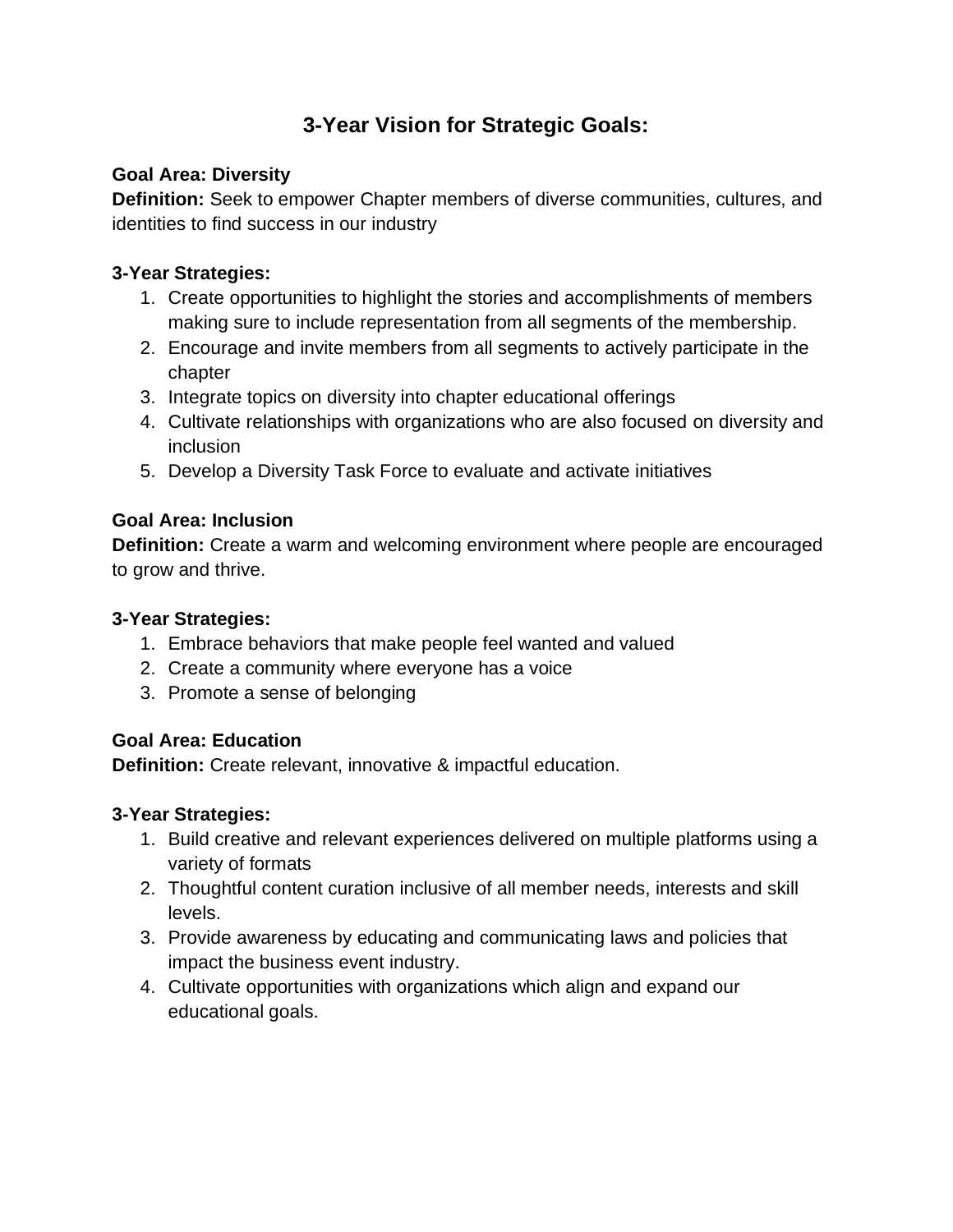# 3-Year Vision for Strategic Goals:

**Goal Area: Diversity**
**Definition:** Seek to empower Chapter members of diverse communities, cultures, and identities to find success in our industry

**3-Year Strategies:**

1. Create opportunities to highlight the stories and accomplishments of members making sure to include representation from all segments of the membership.
2. Encourage and invite members from all segments to actively participate in the chapter
3. Integrate topics on diversity into chapter educational offerings
4. Cultivate relationships with organizations who are also focused on diversity and inclusion
5. Develop a Diversity Task Force to evaluate and activate initiatives

**Goal Area: Inclusion**
**Definition:** Create a warm and welcoming environment where people are encouraged to grow and thrive.

**3-Year Strategies:**

1. Embrace behaviors that make people feel wanted and valued
2. Create a community where everyone has a voice
3. Promote a sense of belonging

**Goal Area: Education**
**Definition:** Create relevant, innovative & impactful education.

**3-Year Strategies:**

1. Build creative and relevant experiences delivered on multiple platforms using a variety of formats
2. Thoughtful content curation inclusive of all member needs, interests and skill levels.
3. Provide awareness by educating and communicating laws and policies that impact the business event industry.
4. Cultivate opportunities with organizations which align and expand our educational goals.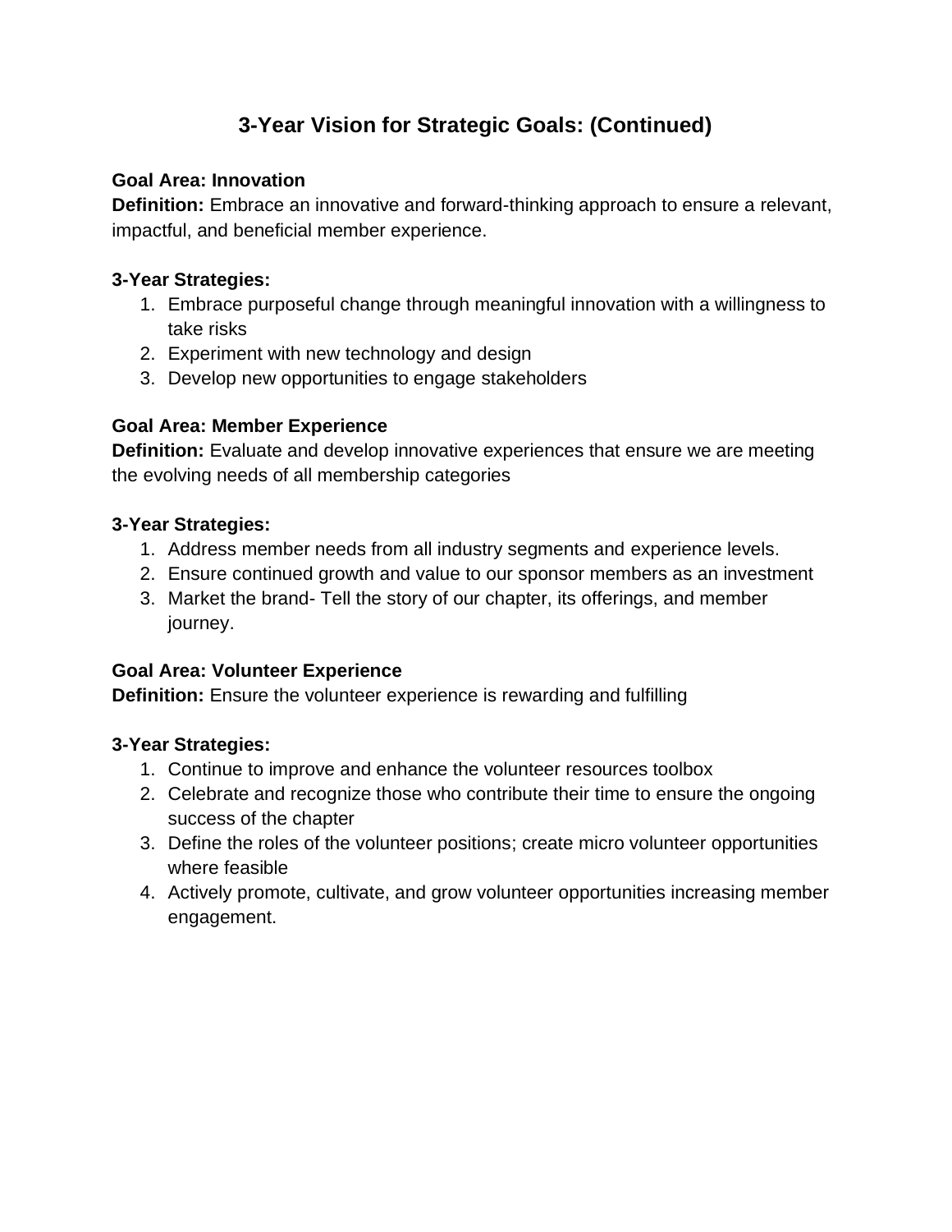# 3-Year Vision for Strategic Goals: (Continued)

**Goal Area: Innovation**
**Definition:** Embrace an innovative and forward-thinking approach to ensure a relevant, impactful, and beneficial member experience.

**3-Year Strategies:**

1. Embrace purposeful change through meaningful innovation with a willingness to take risks
2. Experiment with new technology and design
3. Develop new opportunities to engage stakeholders

**Goal Area: Member Experience**
**Definition:** Evaluate and develop innovative experiences that ensure we are meeting the evolving needs of all membership categories

**3-Year Strategies:**

1. Address member needs from all industry segments and experience levels.
2. Ensure continued growth and value to our sponsor members as an investment
3. Market the brand- Tell the story of our chapter, its offerings, and member journey.

**Goal Area: Volunteer Experience**
**Definition:** Ensure the volunteer experience is rewarding and fulfilling

**3-Year Strategies:**

1. Continue to improve and enhance the volunteer resources toolbox
2. Celebrate and recognize those who contribute their time to ensure the ongoing success of the chapter
3. Define the roles of the volunteer positions; create micro volunteer opportunities where feasible
4. Actively promote, cultivate, and grow volunteer opportunities increasing member engagement.